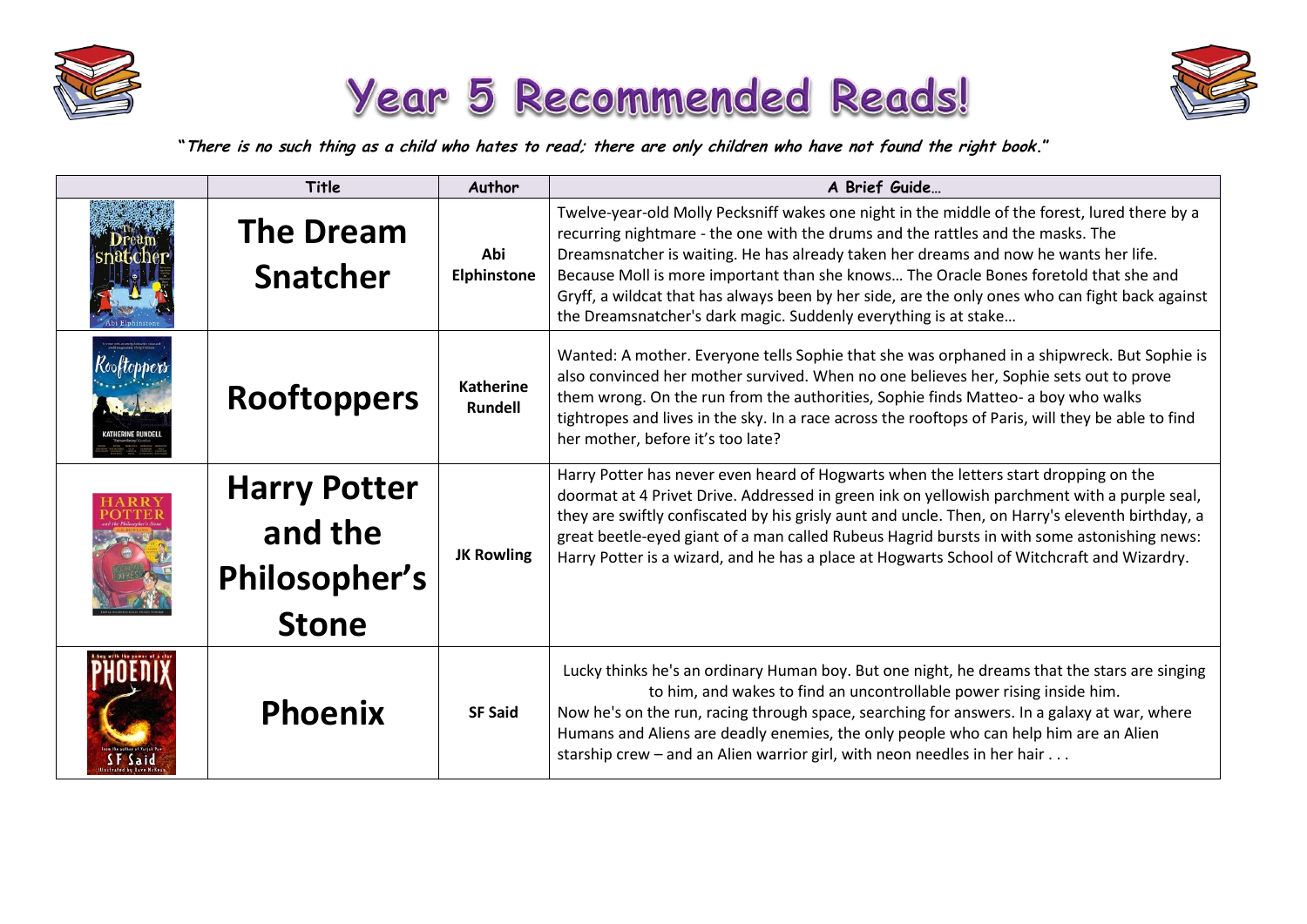# Year 5 Recommended Reads!

***"There is no such thing as a child who hates to read; there are only children who have not found the right book."***

| | Title | Author | A Brief Guide… |
|---|---|---|---|
| | **The Dream Snatcher** | **Abi Elphinstone** | Twelve-year-old Molly Pecksniff wakes one night in the middle of the forest, lured there by a recurring nightmare - the one with the drums and the rattles and the masks. The Dreamsnatcher is waiting. He has already taken her dreams and now he wants her life. Because Moll is more important than she knows… The Oracle Bones foretold that she and Gryff, a wildcat that has always been by her side, are the only ones who can fight back against the Dreamsnatcher's dark magic. Suddenly everything is at stake… |
| | **Rooftoppers** | **Katherine Rundell** | Wanted: A mother. Everyone tells Sophie that she was orphaned in a shipwreck. But Sophie is also convinced her mother survived. When no one believes her, Sophie sets out to prove them wrong. On the run from the authorities, Sophie finds Matteo- a boy who walks tightropes and lives in the sky. In a race across the rooftops of Paris, will they be able to find her mother, before it's too late? |
| | **Harry Potter and the Philosopher's Stone** | **JK Rowling** | Harry Potter has never even heard of Hogwarts when the letters start dropping on the doormat at 4 Privet Drive. Addressed in green ink on yellowish parchment with a purple seal, they are swiftly confiscated by his grisly aunt and uncle. Then, on Harry's eleventh birthday, a great beetle-eyed giant of a man called Rubeus Hagrid bursts in with some astonishing news: Harry Potter is a wizard, and he has a place at Hogwarts School of Witchcraft and Wizardry. |
| | **Phoenix** | **SF Said** | Lucky thinks he's an ordinary Human boy. But one night, he dreams that the stars are singing to him, and wakes to find an uncontrollable power rising inside him. Now he's on the run, racing through space, searching for answers. In a galaxy at war, where Humans and Aliens are deadly enemies, the only people who can help him are an Alien starship crew – and an Alien warrior girl, with neon needles in her hair . . . |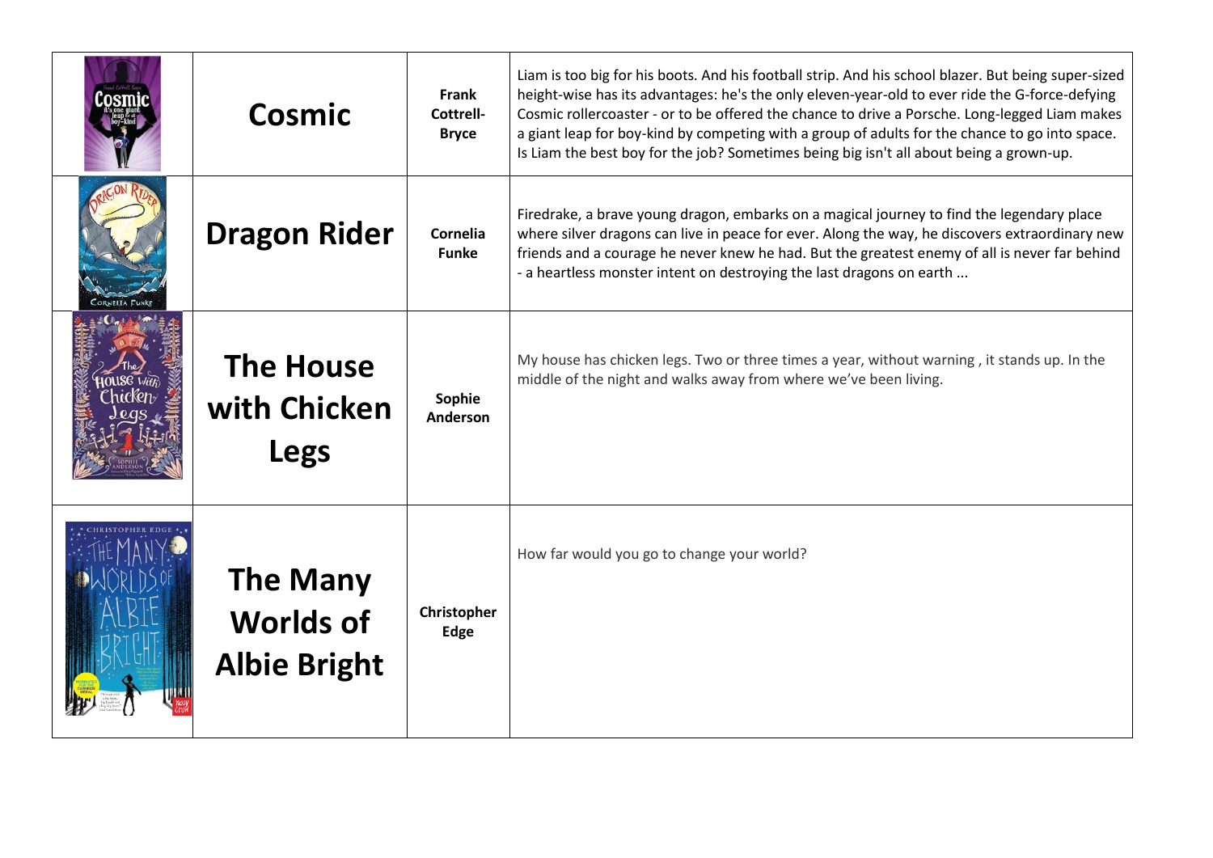| | | | |
|---|---|---|---|
| | **Cosmic** | **Frank Cottrell-Bryce** | Liam is too big for his boots. And his football strip. And his school blazer. But being super-sized height-wise has its advantages: he's the only eleven-year-old to ever ride the G-force-defying Cosmic rollercoaster - or to be offered the chance to drive a Porsche. Long-legged Liam makes a giant leap for boy-kind by competing with a group of adults for the chance to go into space. Is Liam the best boy for the job? Sometimes being big isn't all about being a grown-up. |
| | **Dragon Rider** | **Cornelia Funke** | Firedrake, a brave young dragon, embarks on a magical journey to find the legendary place where silver dragons can live in peace for ever. Along the way, he discovers extraordinary new friends and a courage he never knew he had. But the greatest enemy of all is never far behind - a heartless monster intent on destroying the last dragons on earth ... |
| | **The House with Chicken Legs** | **Sophie Anderson** | My house has chicken legs. Two or three times a year, without warning , it stands up. In the middle of the night and walks away from where we've been living. |
| | **The Many Worlds of Albie Bright** | **Christopher Edge** | How far would you go to change your world? |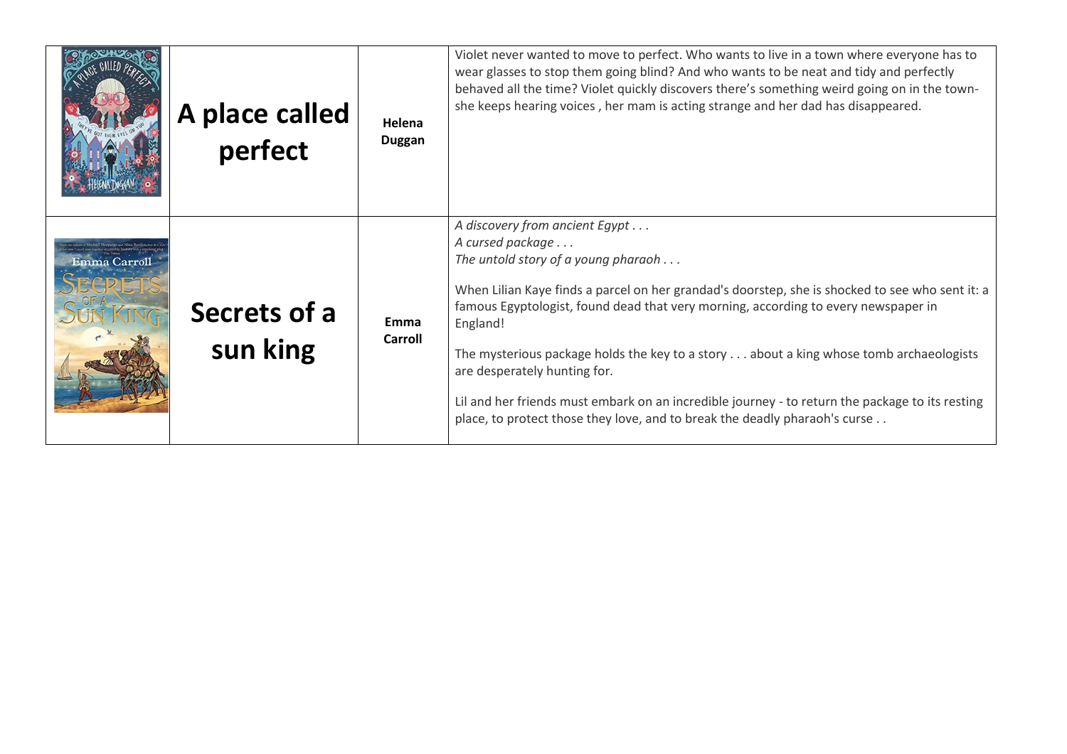| | | | |
|---|---|---|---|
| | **A place called perfect** | **Helena Duggan** | Violet never wanted to move to perfect. Who wants to live in a town where everyone has to wear glasses to stop them going blind? And who wants to be neat and tidy and perfectly behaved all the time? Violet quickly discovers there's something weird going on in the town- she keeps hearing voices , her mam is acting strange and her dad has disappeared. |
| | **Secrets of a sun king** | **Emma Carroll** | *A discovery from ancient Egypt . . .*<br>*A cursed package . . .*<br>*The untold story of a young pharaoh . . .*<br><br>When Lilian Kaye finds a parcel on her grandad's doorstep, she is shocked to see who sent it: a famous Egyptologist, found dead that very morning, according to every newspaper in England!<br><br>The mysterious package holds the key to a story . . . about a king whose tomb archaeologists are desperately hunting for.<br><br>Lil and her friends must embark on an incredible journey - to return the package to its resting place, to protect those they love, and to break the deadly pharaoh's curse . . |